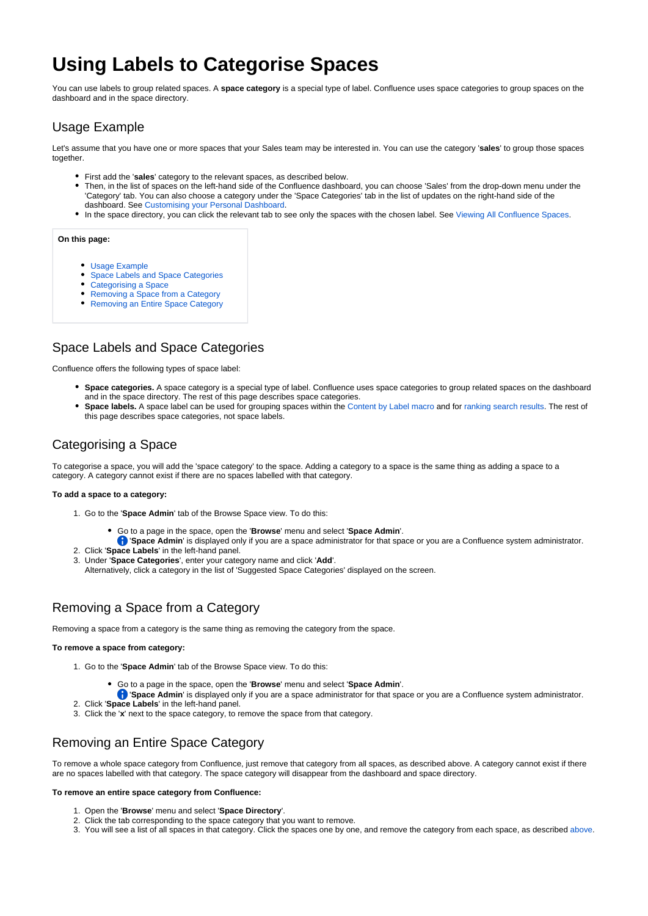# Using Labels to Categorise Spaces

You can use labels to group related spaces. A **space category** is a special type of label. Confluence uses space categories to group spaces on the dashboard and in the space directory.

## Usage Example

Let's assume that you have one or more spaces that your Sales team may be interested in. You can use the category '**sales**' to group those spaces together.

- First add the '**sales**' category to the relevant spaces, as described below.
- Then, in the list of spaces on the left-hand side of the Confluence dashboard, you can choose 'Sales' from the drop-down menu under the 'Category' tab. You can also choose a category under the 'Space Categories' tab in the list of updates on the right-hand side of the dashboard. See Customising your Personal Dashboard.
- In the space directory, you can click the relevant tab to see only the spaces with the chosen label. See Viewing All Confluence Spaces.

**On this page:**

- Usage Example
- Space Labels and Space Categories
- Categorising a Space
- Removing a Space from a Category
- Removing an Entire Space Category

## Space Labels and Space Categories

Confluence offers the following types of space label:

- **Space categories.** A space category is a special type of label. Confluence uses space categories to group related spaces on the dashboard and in the space directory. The rest of this page describes space categories.
- **Space labels.** A space label can be used for grouping spaces within the Content by Label macro and for ranking search results. The rest of this page describes space categories, not space labels.

## Categorising a Space

To categorise a space, you will add the 'space category' to the space. Adding a category to a space is the same thing as adding a space to a category. A category cannot exist if there are no spaces labelled with that category.

**To add a space to a category:**

1. Go to the '**Space Admin**' tab of the Browse Space view. To do this:
   - Go to a page in the space, open the '**Browse**' menu and select '**Space Admin**'.
     '**Space Admin**' is displayed only if you are a space administrator for that space or you are a Confluence system administrator.
2. Click '**Space Labels**' in the left-hand panel.
3. Under '**Space Categories**', enter your category name and click '**Add**'.
   Alternatively, click a category in the list of 'Suggested Space Categories' displayed on the screen.

## Removing a Space from a Category

Removing a space from a category is the same thing as removing the category from the space.

**To remove a space from category:**

1. Go to the '**Space Admin**' tab of the Browse Space view. To do this:
   - Go to a page in the space, open the '**Browse**' menu and select '**Space Admin**'.
     '**Space Admin**' is displayed only if you are a space administrator for that space or you are a Confluence system administrator.
2. Click '**Space Labels**' in the left-hand panel.
3. Click the '**x**' next to the space category, to remove the space from that category.

## Removing an Entire Space Category

To remove a whole space category from Confluence, just remove that category from all spaces, as described above. A category cannot exist if there are no spaces labelled with that category. The space category will disappear from the dashboard and space directory.

**To remove an entire space category from Confluence:**

1. Open the '**Browse**' menu and select '**Space Directory**'.
2. Click the tab corresponding to the space category that you want to remove.
3. You will see a list of all spaces in that category. Click the spaces one by one, and remove the category from each space, as described above.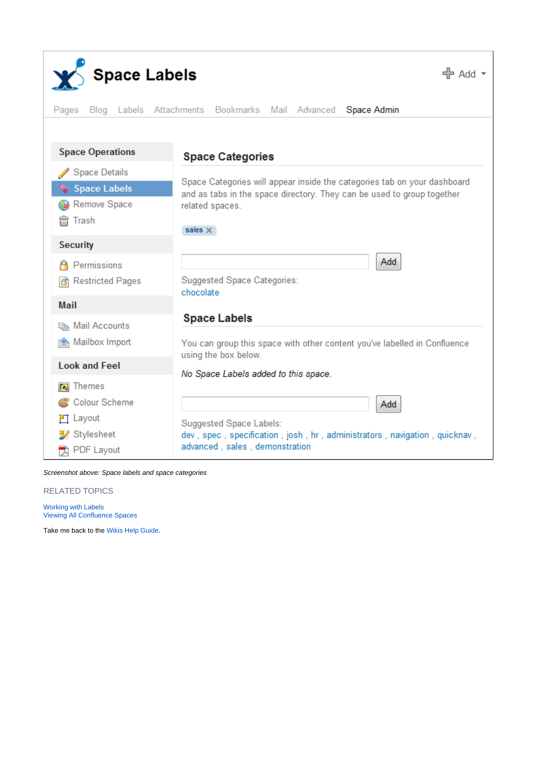# Space Labels

Pages Blog Labels Attachments Bookmarks Mail Advanced Space Admin

Add

**Space Operations**

- Space Details
- Space Labels
- Remove Space
- Trash

**Security**

- Permissions
- Restricted Pages

**Mail**

- Mail Accounts
- Mailbox Import

**Look and Feel**

- Themes
- Colour Scheme
- Layout
- Stylesheet
- PDF Layout

## Space Categories

Space Categories will appear inside the categories tab on your dashboard and as tabs in the space directory. They can be used to group together related spaces.

sales

Add

Suggested Space Categories:
chocolate

## Space Labels

You can group this space with other content you've labelled in Confluence using the box below.

*No Space Labels added to this space.*

Add

Suggested Space Labels:
dev , spec , specification , josh , hr , administrators , navigation , quicknav , advanced , sales , demonstration

*Screenshot above: Space labels and space categories*

RELATED TOPICS

Working with Labels
Viewing All Confluence Spaces

Take me back to the Wikis Help Guide.